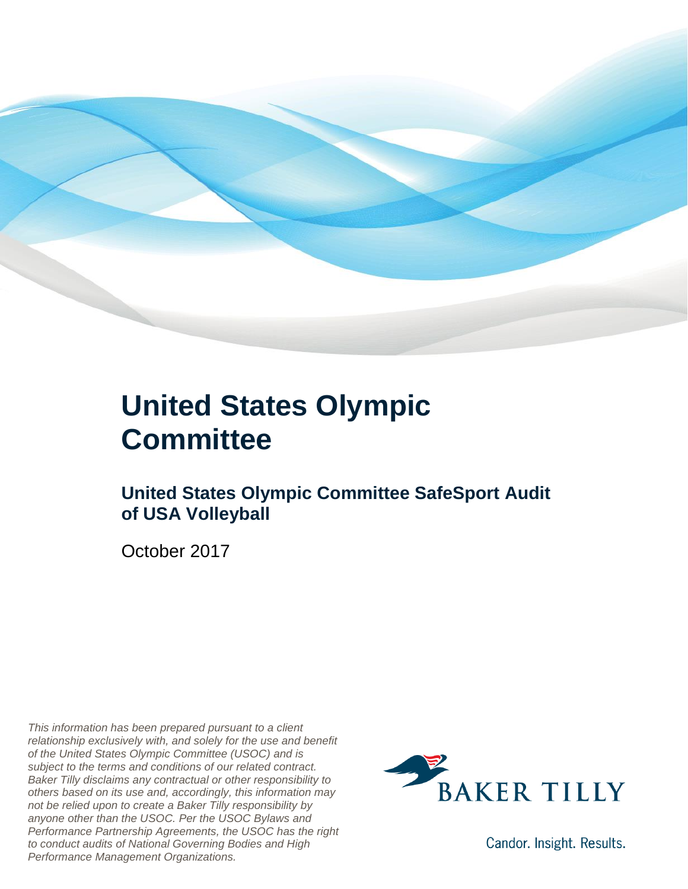# United States Olympic Committee

## United States Olympic Committee SafeSport Audit of USA Volleyball

October 2017

*This information has been prepared pursuant to a client relationship exclusively with, and solely for the use and benefit of the United States Olympic Committee (USOC) and is subject to the terms and conditions of our related contract. Baker Tilly disclaims any contractual or other responsibility to others based on its use and, accordingly, this information may not be relied upon to create a Baker Tilly responsibility by anyone other than the USOC. Per the USOC Bylaws and Performance Partnership Agreements, the USOC has the right to conduct audits of National Governing Bodies and High Performance Management Organizations.*

BAKER TILLY

Candor. Insight. Results.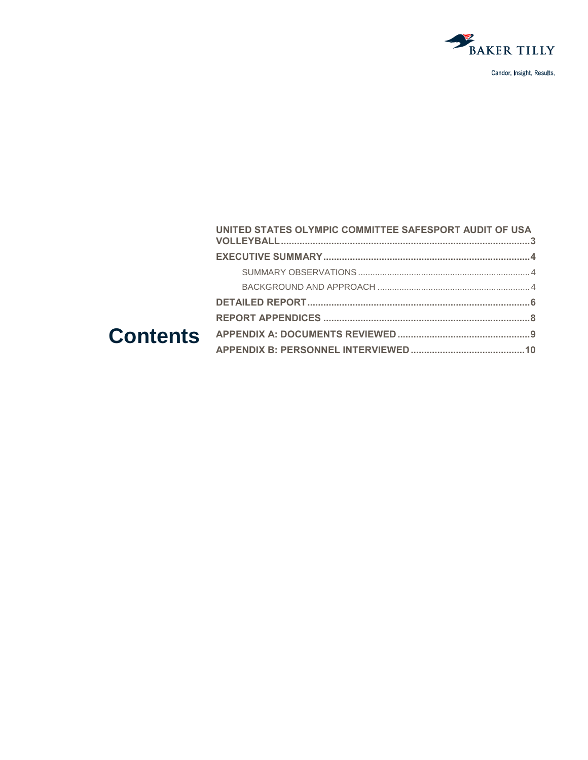# Contents

- UNITED STATES OLYMPIC COMMITTEE SAFESPORT AUDIT OF USA VOLLEYBALL .......... 3
- EXECUTIVE SUMMARY .......... 4
  - SUMMARY OBSERVATIONS .......... 4
  - BACKGROUND AND APPROACH .......... 4
- DETAILED REPORT .......... 6
- REPORT APPENDICES .......... 8
- APPENDIX A: DOCUMENTS REVIEWED .......... 9
- APPENDIX B: PERSONNEL INTERVIEWED .......... 10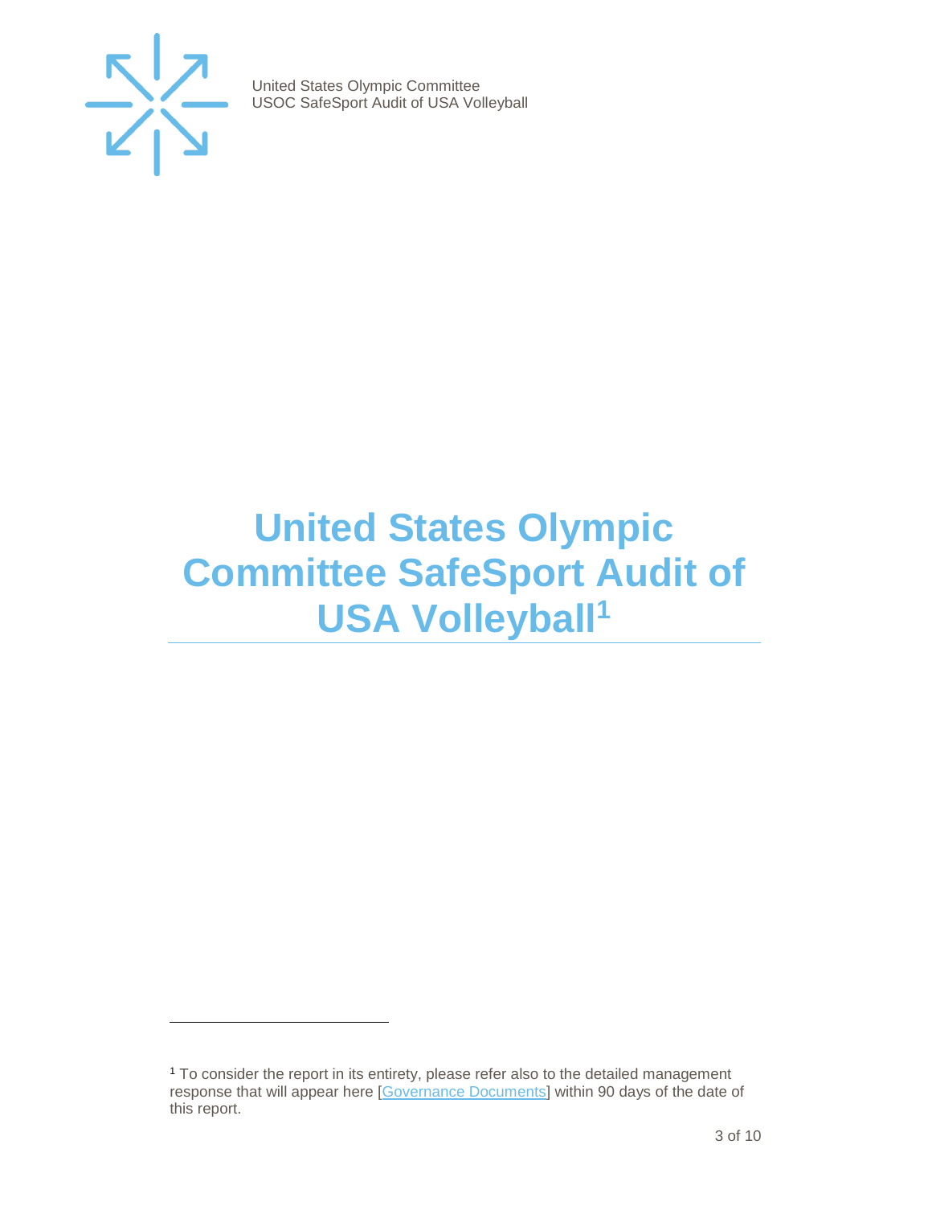# United States Olympic Committee SafeSport Audit of USA Volleyball[1]

---

[1] To consider the report in its entirety, please refer also to the detailed management response that will appear here [Governance Documents] within 90 days of the date of this report.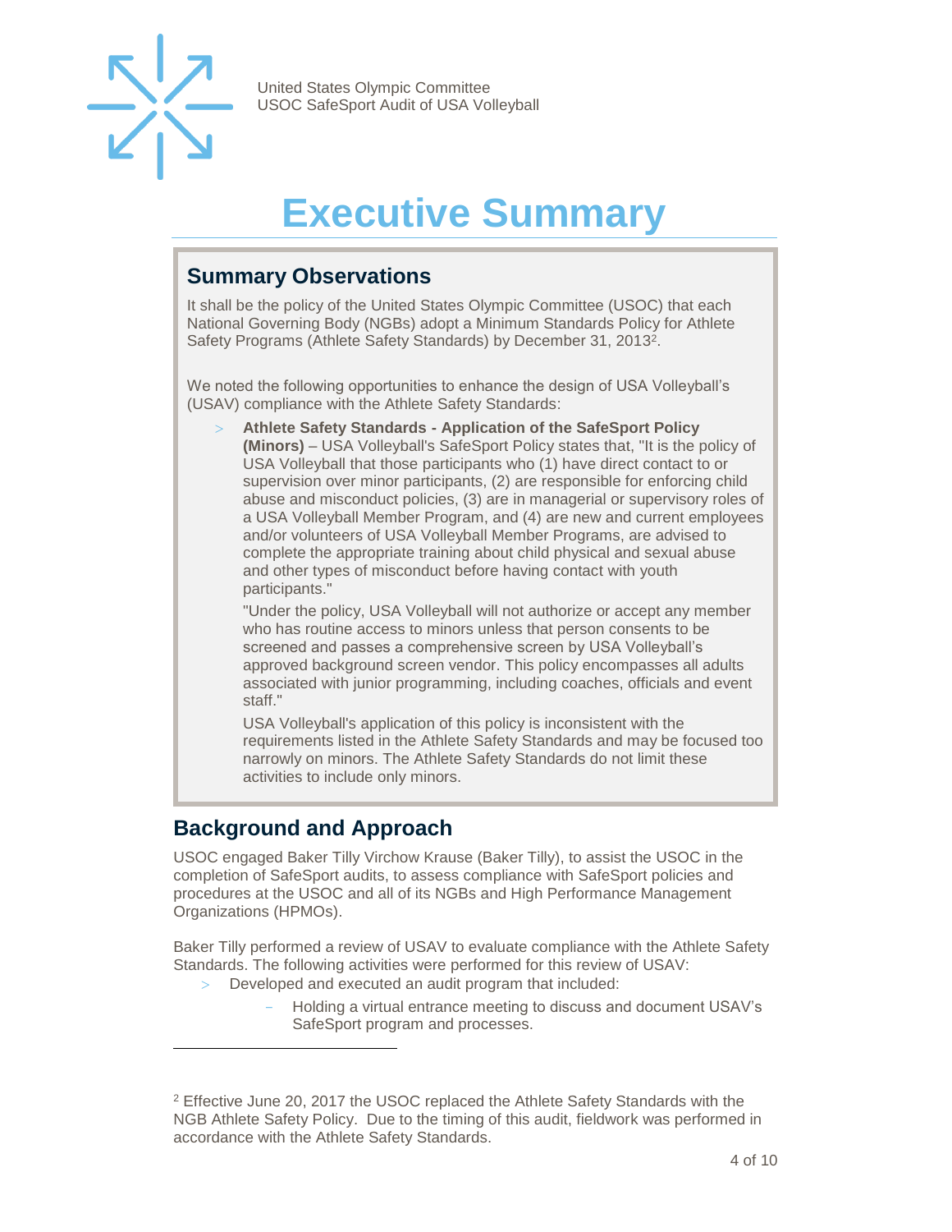# Executive Summary

## Summary Observations

It shall be the policy of the United States Olympic Committee (USOC) that each National Governing Body (NGBs) adopt a Minimum Standards Policy for Athlete Safety Programs (Athlete Safety Standards) by December 31, 2013[2].

We noted the following opportunities to enhance the design of USA Volleyball's (USAV) compliance with the Athlete Safety Standards:

- **Athlete Safety Standards - Application of the SafeSport Policy (Minors)** – USA Volleyball's SafeSport Policy states that, "It is the policy of USA Volleyball that those participants who (1) have direct contact to or supervision over minor participants, (2) are responsible for enforcing child abuse and misconduct policies, (3) are in managerial or supervisory roles of a USA Volleyball Member Program, and (4) are new and current employees and/or volunteers of USA Volleyball Member Programs, are advised to complete the appropriate training about child physical and sexual abuse and other types of misconduct before having contact with youth participants."

  "Under the policy, USA Volleyball will not authorize or accept any member who has routine access to minors unless that person consents to be screened and passes a comprehensive screen by USA Volleyball's approved background screen vendor. This policy encompasses all adults associated with junior programming, including coaches, officials and event staff."

  USA Volleyball's application of this policy is inconsistent with the requirements listed in the Athlete Safety Standards and may be focused too narrowly on minors. The Athlete Safety Standards do not limit these activities to include only minors.

## Background and Approach

USOC engaged Baker Tilly Virchow Krause (Baker Tilly), to assist the USOC in the completion of SafeSport audits, to assess compliance with SafeSport policies and procedures at the USOC and all of its NGBs and High Performance Management Organizations (HPMOs).

Baker Tilly performed a review of USAV to evaluate compliance with the Athlete Safety Standards. The following activities were performed for this review of USAV:

- Developed and executed an audit program that included:
  - Holding a virtual entrance meeting to discuss and document USAV's SafeSport program and processes.

---

[2] Effective June 20, 2017 the USOC replaced the Athlete Safety Standards with the NGB Athlete Safety Policy. Due to the timing of this audit, fieldwork was performed in accordance with the Athlete Safety Standards.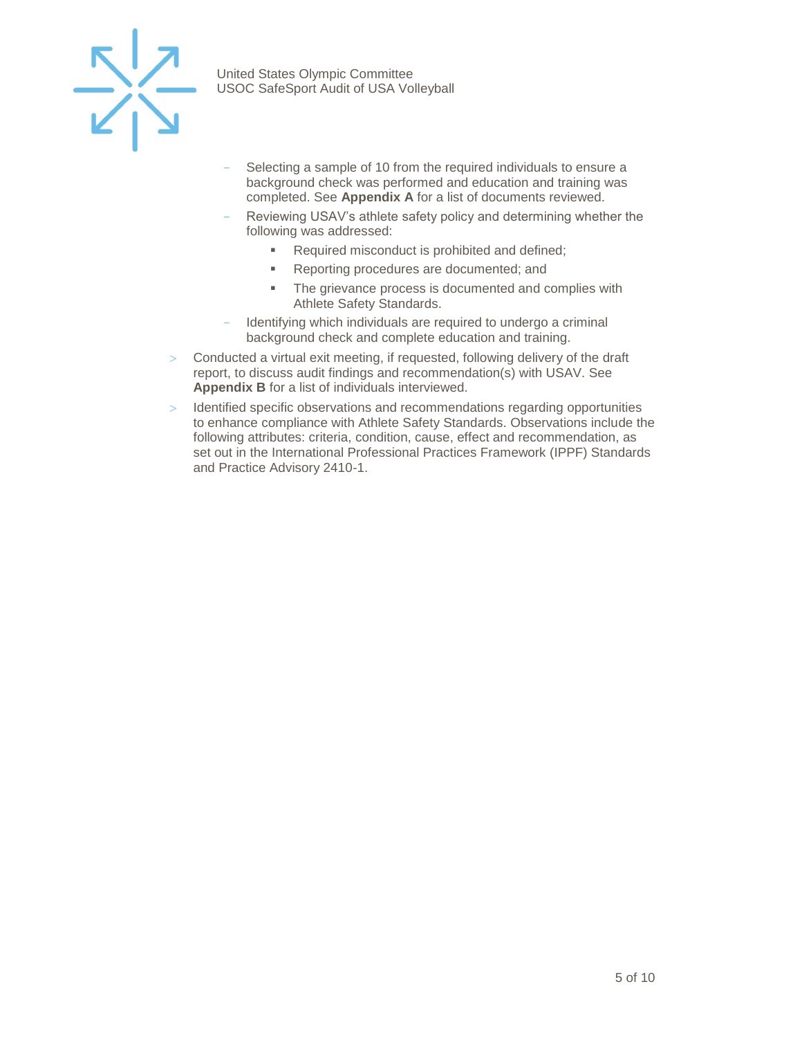- Selecting a sample of 10 from the required individuals to ensure a background check was performed and education and training was completed. See **Appendix A** for a list of documents reviewed.
  - Reviewing USAV's athlete safety policy and determining whether the following was addressed:
    - Required misconduct is prohibited and defined;
    - Reporting procedures are documented; and
    - The grievance process is documented and complies with Athlete Safety Standards.
  - Identifying which individuals are required to undergo a criminal background check and complete education and training.
- Conducted a virtual exit meeting, if requested, following delivery of the draft report, to discuss audit findings and recommendation(s) with USAV. See **Appendix B** for a list of individuals interviewed.
- Identified specific observations and recommendations regarding opportunities to enhance compliance with Athlete Safety Standards. Observations include the following attributes: criteria, condition, cause, effect and recommendation, as set out in the International Professional Practices Framework (IPPF) Standards and Practice Advisory 2410-1.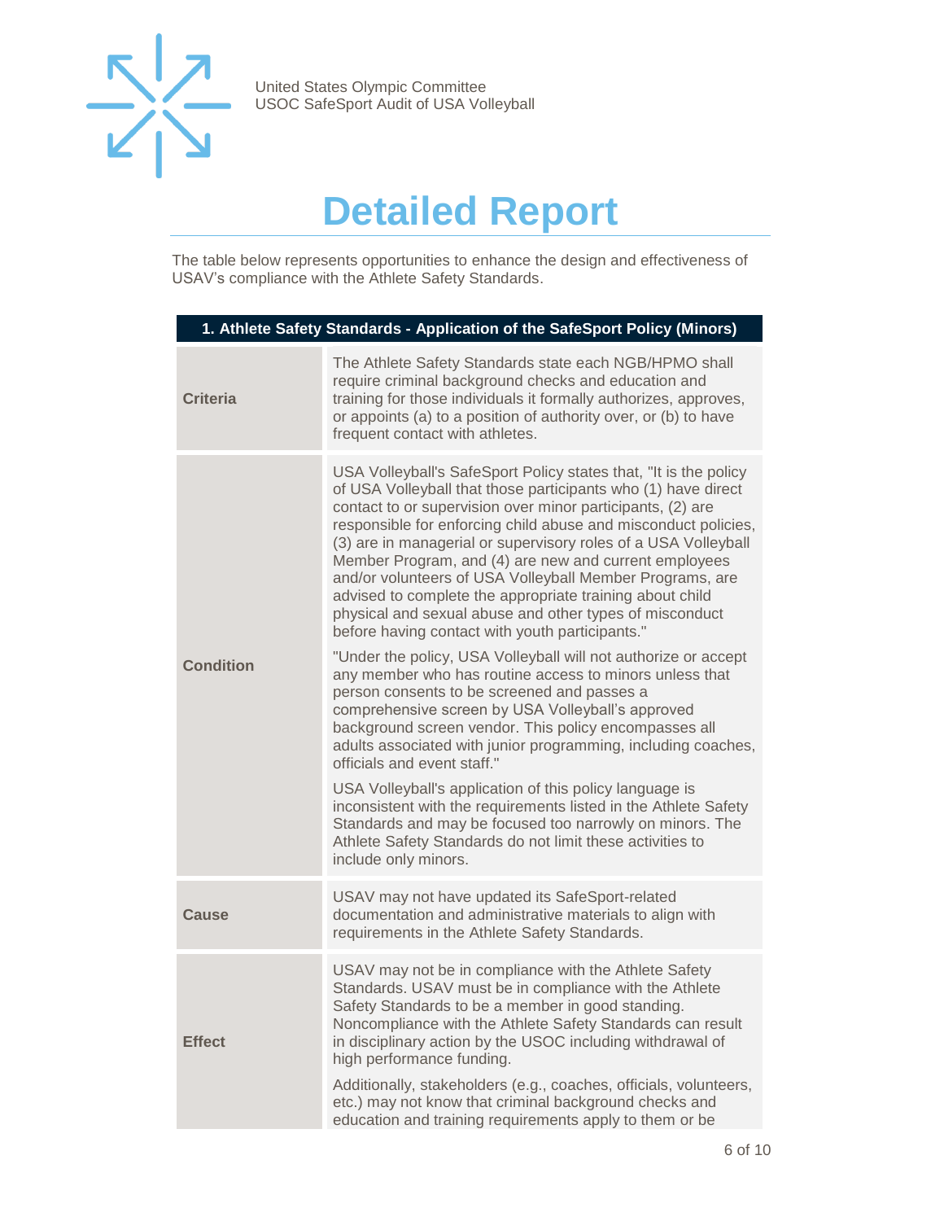# Detailed Report

The table below represents opportunities to enhance the design and effectiveness of USAV's compliance with the Athlete Safety Standards.

| 1. Athlete Safety Standards - Application of the SafeSport Policy (Minors) | |
|---|---|
| **Criteria** | The Athlete Safety Standards state each NGB/HPMO shall require criminal background checks and education and training for those individuals it formally authorizes, approves, or appoints (a) to a position of authority over, or (b) to have frequent contact with athletes. |
| **Condition** | USA Volleyball's SafeSport Policy states that, "It is the policy of USA Volleyball that those participants who (1) have direct contact to or supervision over minor participants, (2) are responsible for enforcing child abuse and misconduct policies, (3) are in managerial or supervisory roles of a USA Volleyball Member Program, and (4) are new and current employees and/or volunteers of USA Volleyball Member Programs, are advised to complete the appropriate training about child physical and sexual abuse and other types of misconduct before having contact with youth participants."<br><br>"Under the policy, USA Volleyball will not authorize or accept any member who has routine access to minors unless that person consents to be screened and passes a comprehensive screen by USA Volleyball's approved background screen vendor. This policy encompasses all adults associated with junior programming, including coaches, officials and event staff."<br><br>USA Volleyball's application of this policy language is inconsistent with the requirements listed in the Athlete Safety Standards and may be focused too narrowly on minors. The Athlete Safety Standards do not limit these activities to include only minors. |
| **Cause** | USAV may not have updated its SafeSport-related documentation and administrative materials to align with requirements in the Athlete Safety Standards. |
| **Effect** | USAV may not be in compliance with the Athlete Safety Standards. USAV must be in compliance with the Athlete Safety Standards to be a member in good standing. Noncompliance with the Athlete Safety Standards can result in disciplinary action by the USOC including withdrawal of high performance funding.<br><br>Additionally, stakeholders (e.g., coaches, officials, volunteers, etc.) may not know that criminal background checks and education and training requirements apply to them or be |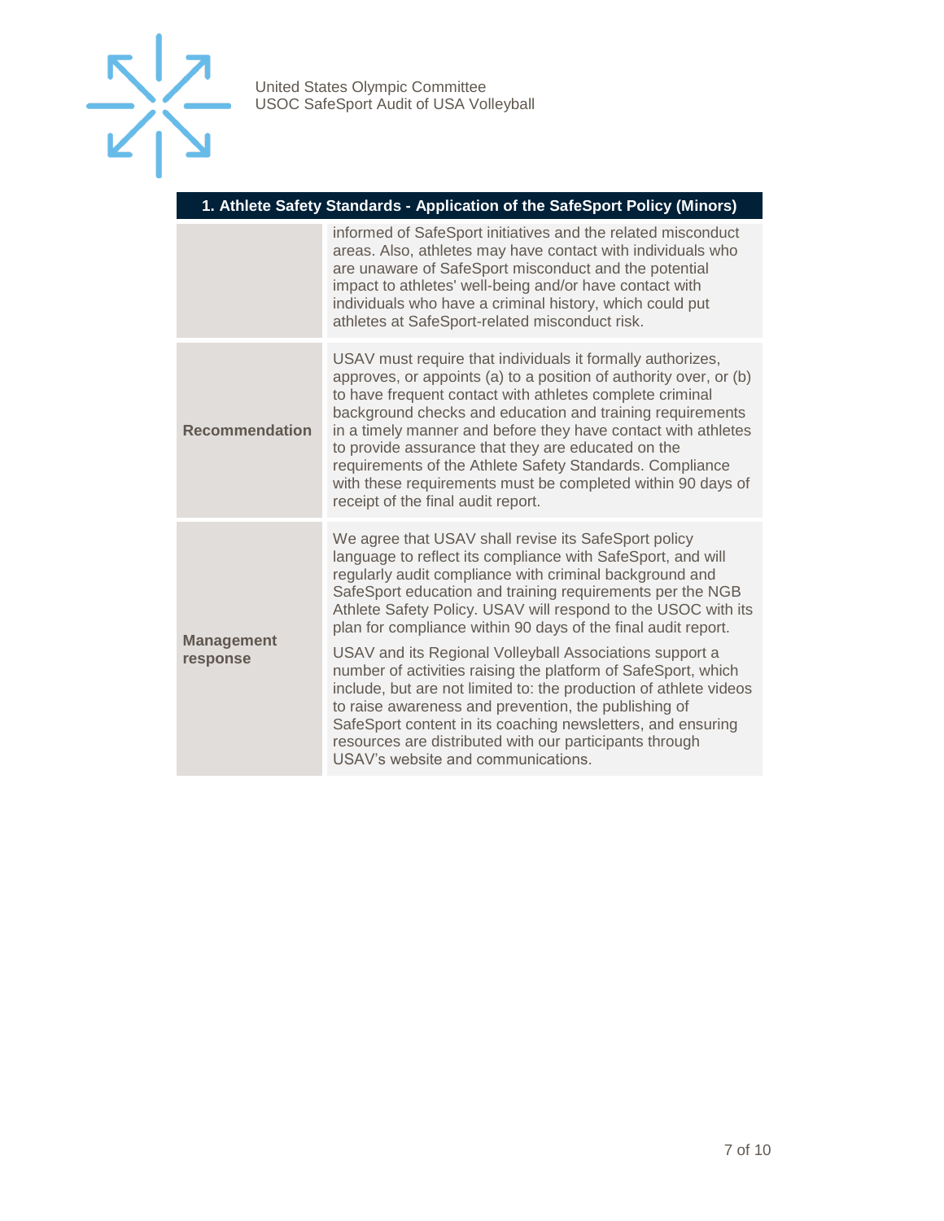| 1. Athlete Safety Standards - Application of the SafeSport Policy (Minors) | |
|---|---|
| | informed of SafeSport initiatives and the related misconduct areas. Also, athletes may have contact with individuals who are unaware of SafeSport misconduct and the potential impact to athletes' well-being and/or have contact with individuals who have a criminal history, which could put athletes at SafeSport-related misconduct risk. |
| **Recommendation** | USAV must require that individuals it formally authorizes, approves, or appoints (a) to a position of authority over, or (b) to have frequent contact with athletes complete criminal background checks and education and training requirements in a timely manner and before they have contact with athletes to provide assurance that they are educated on the requirements of the Athlete Safety Standards. Compliance with these requirements must be completed within 90 days of receipt of the final audit report. |
| **Management response** | We agree that USAV shall revise its SafeSport policy language to reflect its compliance with SafeSport, and will regularly audit compliance with criminal background and SafeSport education and training requirements per the NGB Athlete Safety Policy. USAV will respond to the USOC with its plan for compliance within 90 days of the final audit report.<br><br>USAV and its Regional Volleyball Associations support a number of activities raising the platform of SafeSport, which include, but are not limited to: the production of athlete videos to raise awareness and prevention, the publishing of SafeSport content in its coaching newsletters, and ensuring resources are distributed with our participants through USAV's website and communications. |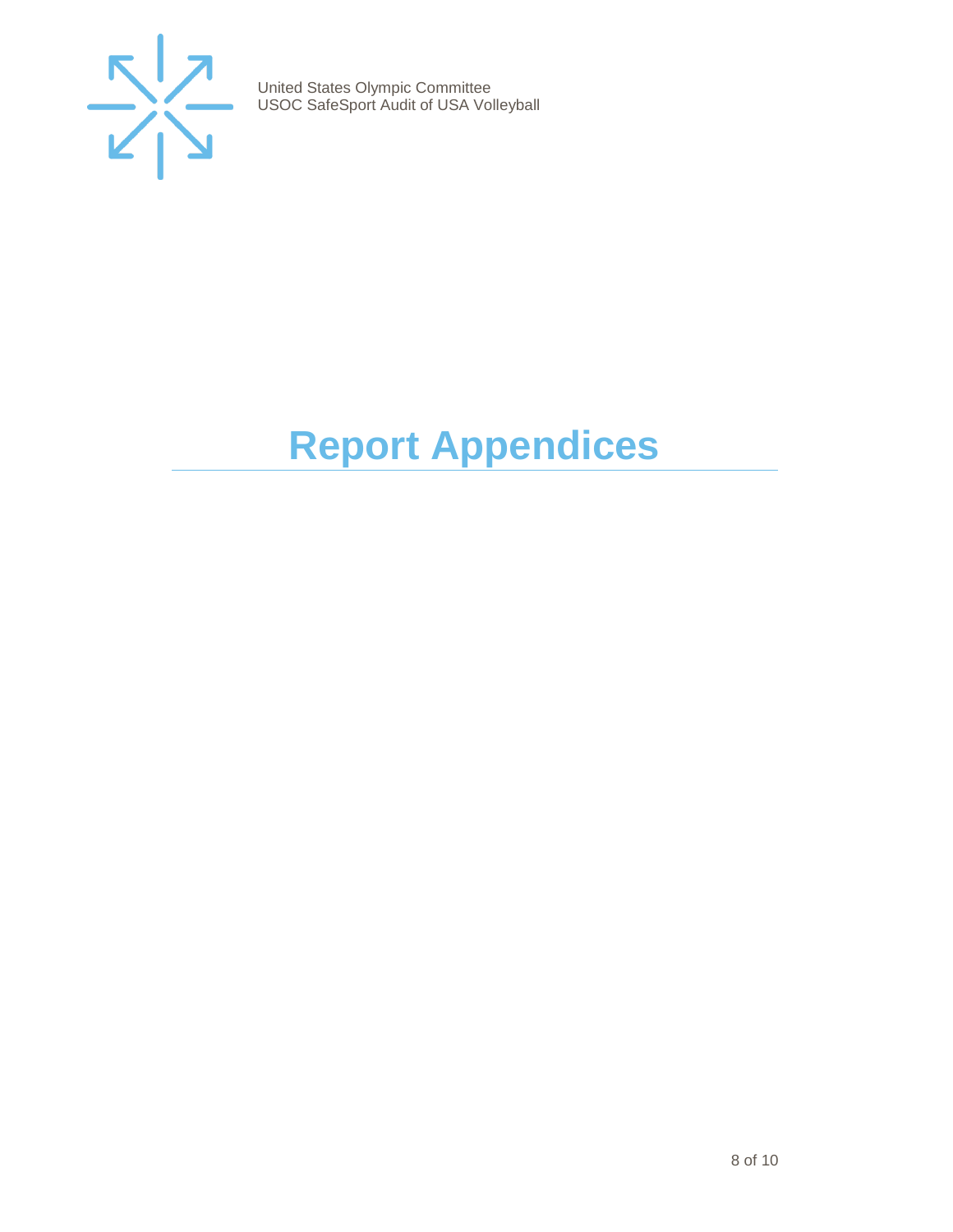# Report Appendices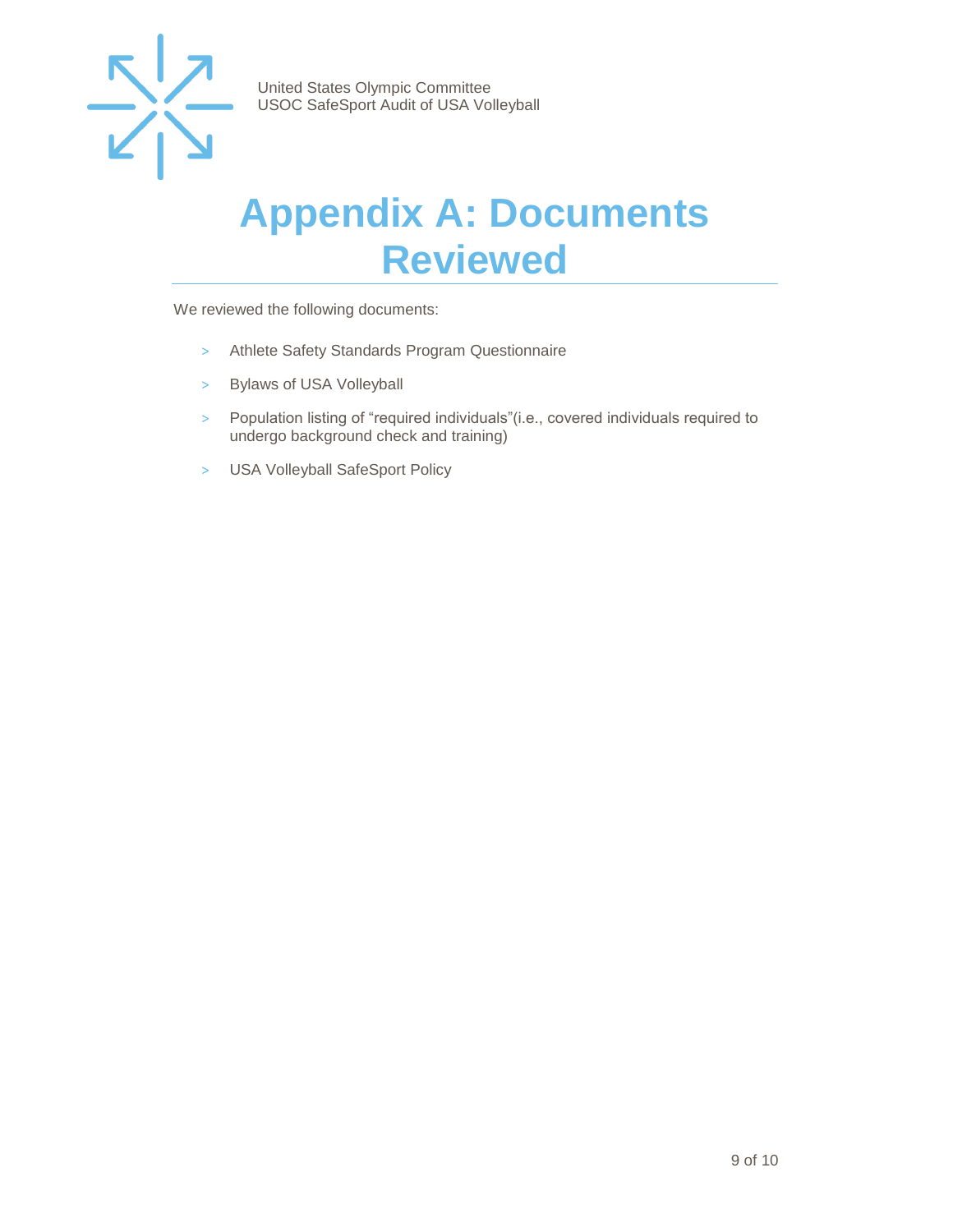# Appendix A: Documents Reviewed

We reviewed the following documents:

- Athlete Safety Standards Program Questionnaire
- Bylaws of USA Volleyball
- Population listing of “required individuals”(i.e., covered individuals required to undergo background check and training)
- USA Volleyball SafeSport Policy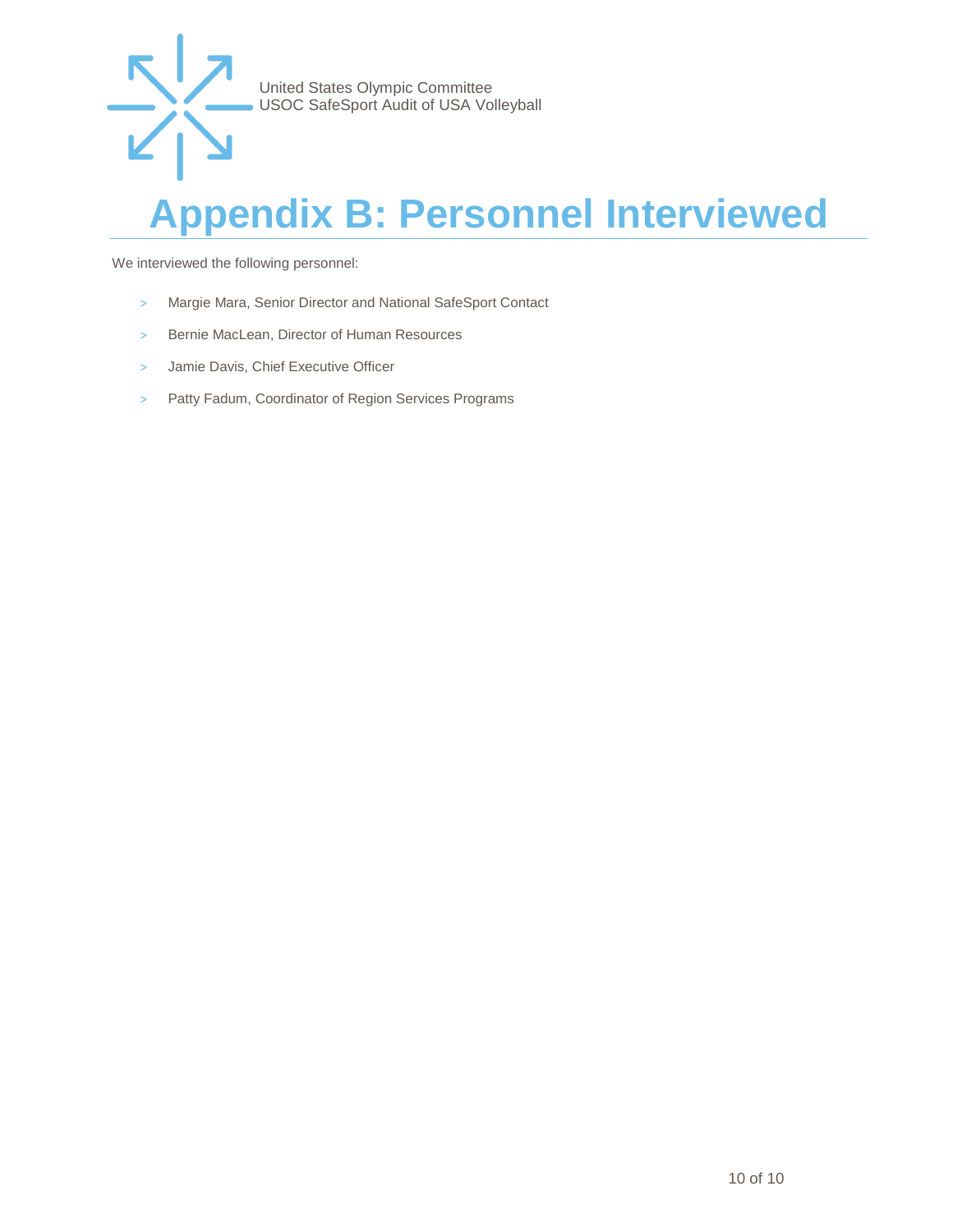# Appendix B: Personnel Interviewed

We interviewed the following personnel:

- Margie Mara, Senior Director and National SafeSport Contact
- Bernie MacLean, Director of Human Resources
- Jamie Davis, Chief Executive Officer
- Patty Fadum, Coordinator of Region Services Programs